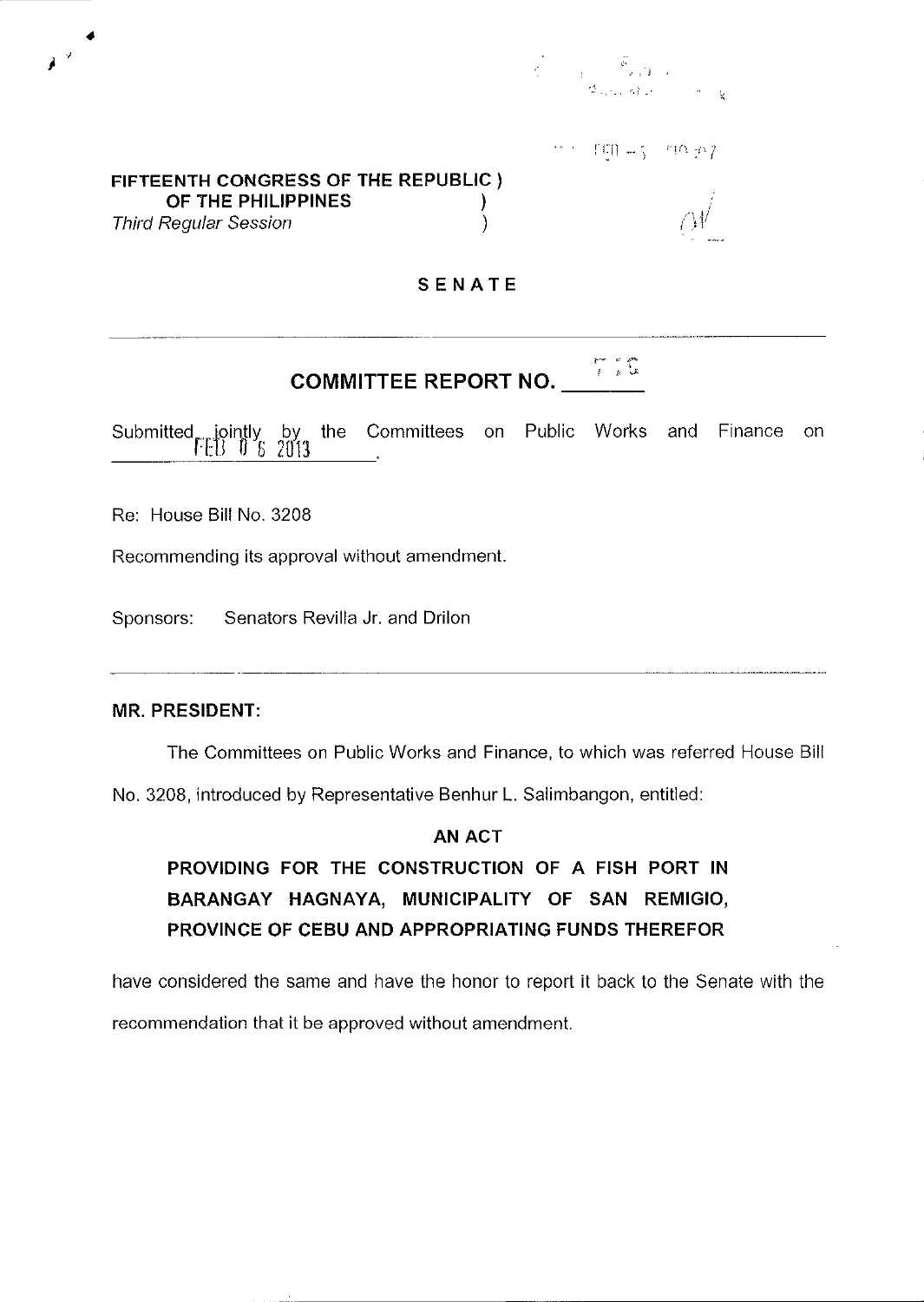FIFTEENTH CONGRESS OF THE REPUBLIC )
OF THE PHILIPPINES )
*Third Regular Session* )

## SENATE

## COMMITTEE REPORT NO. 715

Submitted jointly by the Committees on Public Works and Finance on FEB 06 2013.

Re: House Bill No. 3208

Recommending its approval without amendment.

Sponsors: Senators Revilla Jr. and Drilon

**MR. PRESIDENT:**

The Committees on Public Works and Finance, to which was referred House Bill No. 3208, introduced by Representative Benhur L. Salimbangon, entitled:

**AN ACT**

**PROVIDING FOR THE CONSTRUCTION OF A FISH PORT IN BARANGAY HAGNAYA, MUNICIPALITY OF SAN REMIGIO, PROVINCE OF CEBU AND APPROPRIATING FUNDS THEREFOR**

have considered the same and have the honor to report it back to the Senate with the recommendation that it be approved without amendment.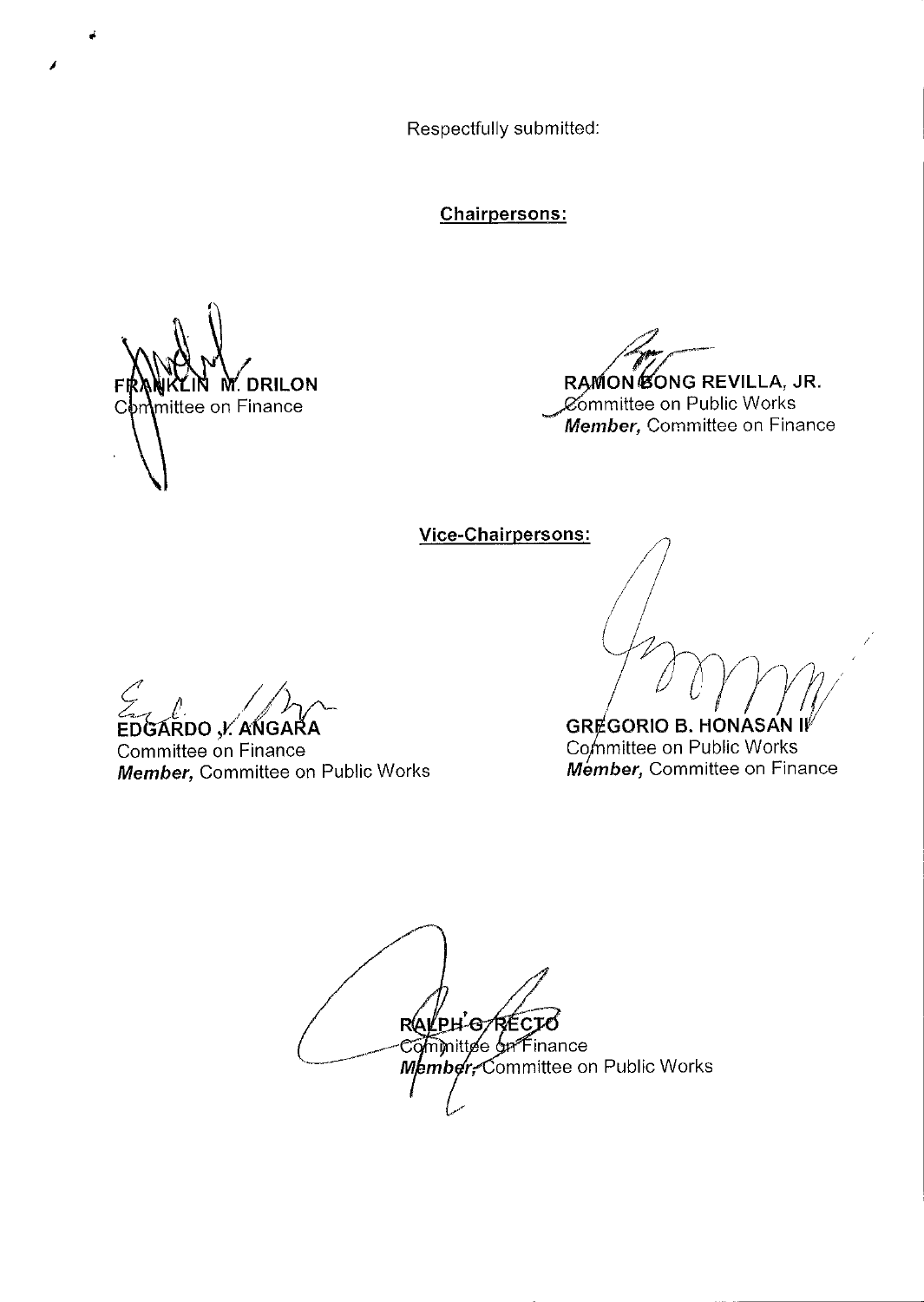Respectfully submitted:

**Chairpersons:**

**FRANKLIN M. DRILON**
Committee on Finance

**RAMON BONG REVILLA, JR.**
Committee on Public Works
***Member***, Committee on Finance

**Vice-Chairpersons:**

**EDGARDO J. ANGARA**
Committee on Finance
***Member***, Committee on Public Works

**GREGORIO B. HONASAN II**
Committee on Public Works
***Member***, Committee on Finance

**RALPH G. RECTO**
Committee on Finance
***Member***, Committee on Public Works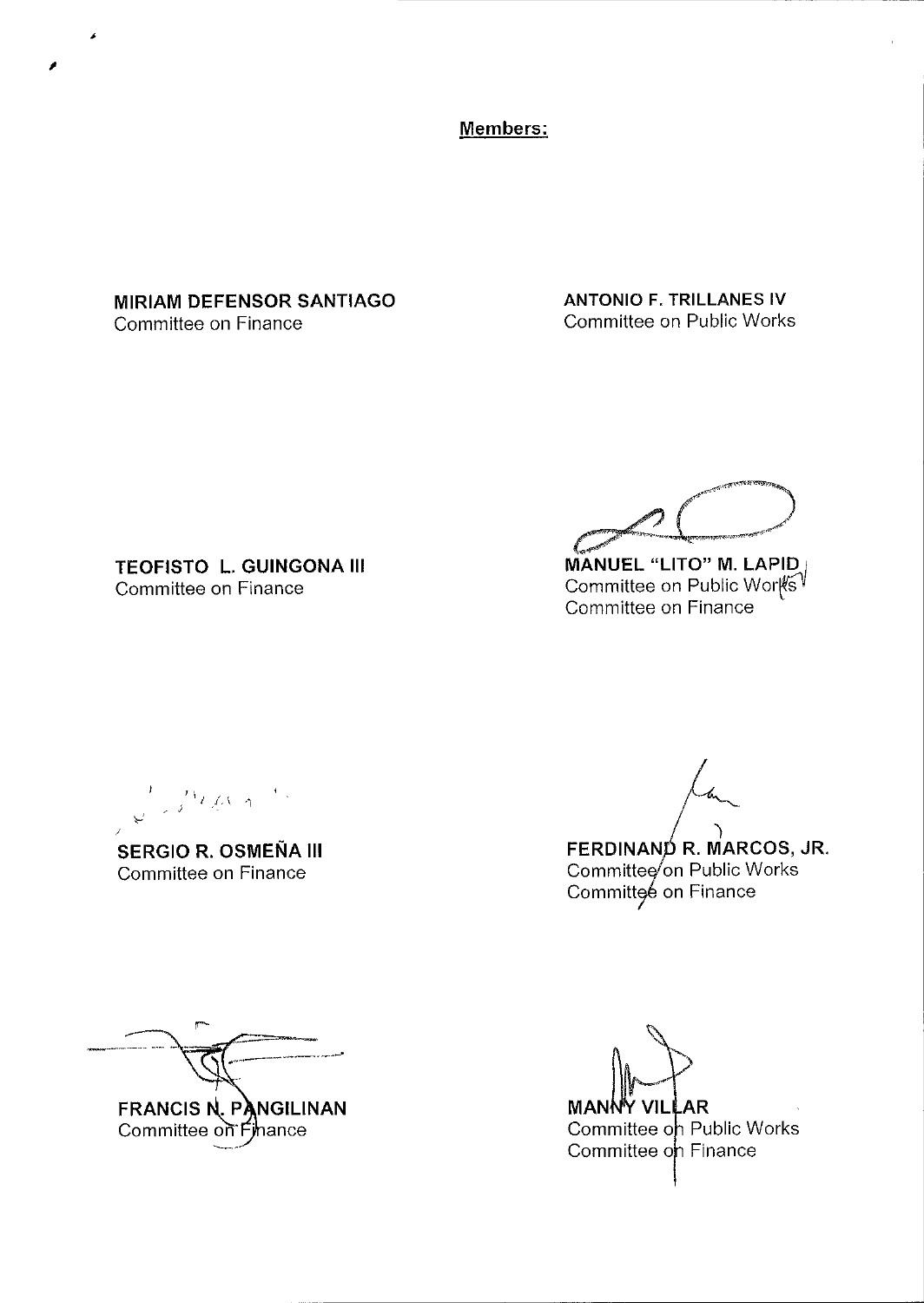**Members:**

**MIRIAM DEFENSOR SANTIAGO**
Committee on Finance

**ANTONIO F. TRILLANES IV**
Committee on Public Works

**TEOFISTO L. GUINGONA III**
Committee on Finance

**MANUEL "LITO" M. LAPID**
Committee on Public Works
Committee on Finance

**SERGIO R. OSMEÑA III**
Committee on Finance

**FERDINAND R. MARCOS, JR.**
Committee on Public Works
Committee on Finance

**FRANCIS N. PANGILINAN**
Committee on Finance

**MANNY VILLAR**
Committee on Public Works
Committee on Finance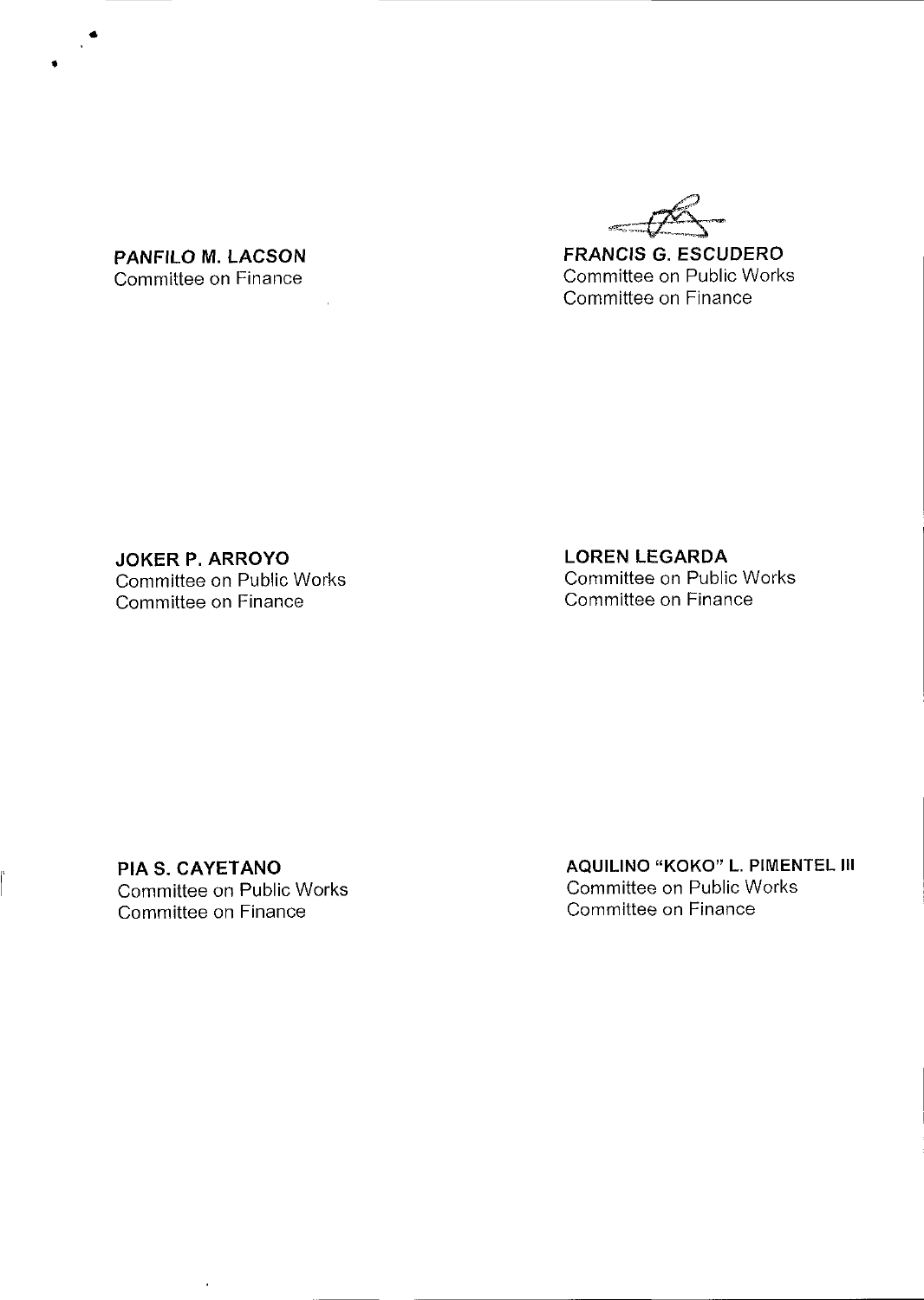**PANFILO M. LACSON**
Committee on Finance

**FRANCIS G. ESCUDERO**
Committee on Public Works
Committee on Finance

**JOKER P. ARROYO**
Committee on Public Works
Committee on Finance

**LOREN LEGARDA**
Committee on Public Works
Committee on Finance

**PIA S. CAYETANO**
Committee on Public Works
Committee on Finance

**AQUILINO "KOKO" L. PIMENTEL III**
Committee on Public Works
Committee on Finance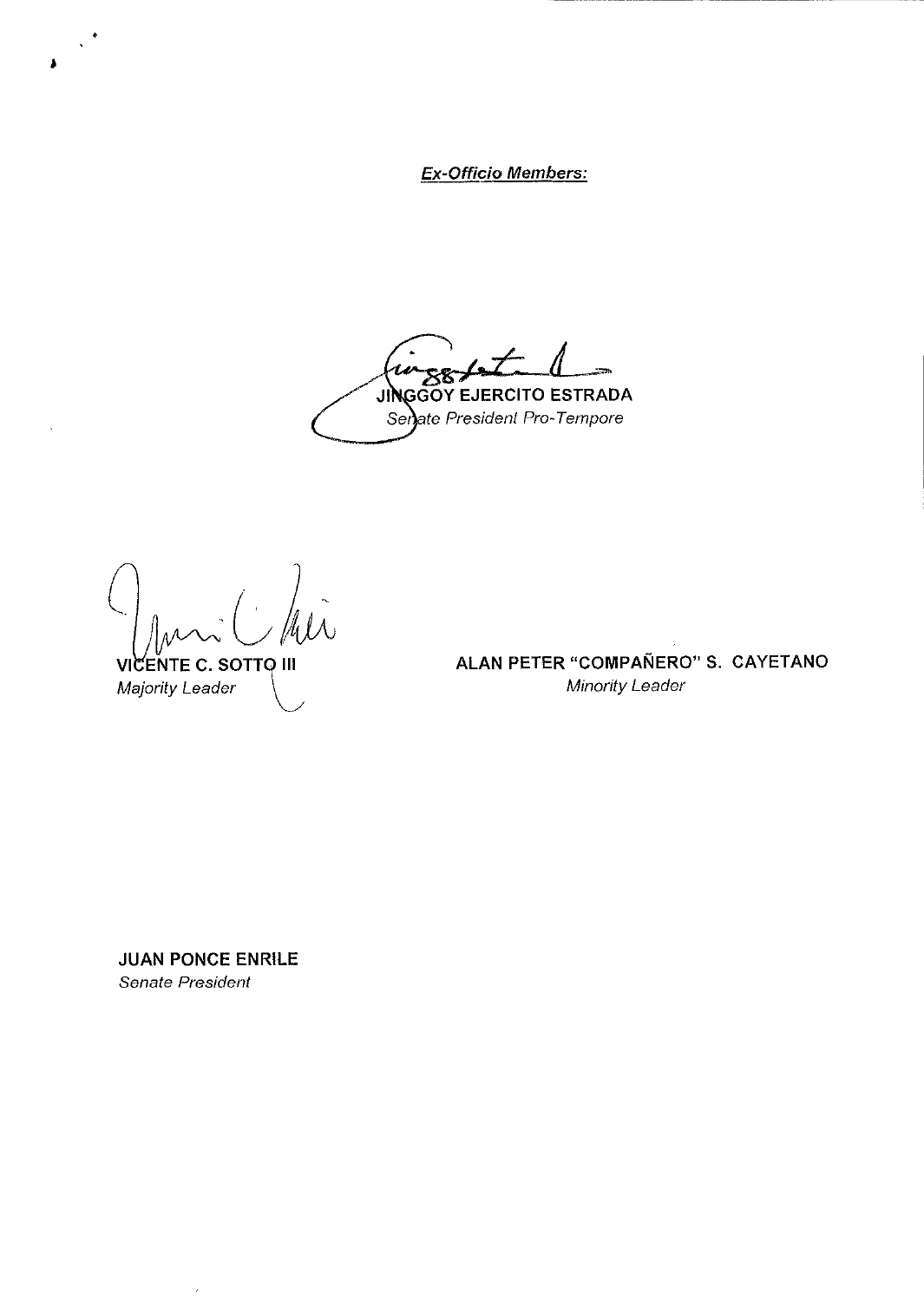***Ex-Officio Members:***

**JINGGOY EJERCITO ESTRADA**
*Senate President Pro-Tempore*

**VICENTE C. SOTTO III**
*Majority Leader*

**ALAN PETER "COMPAÑERO" S. CAYETANO**
*Minority Leader*

**JUAN PONCE ENRILE**
*Senate President*